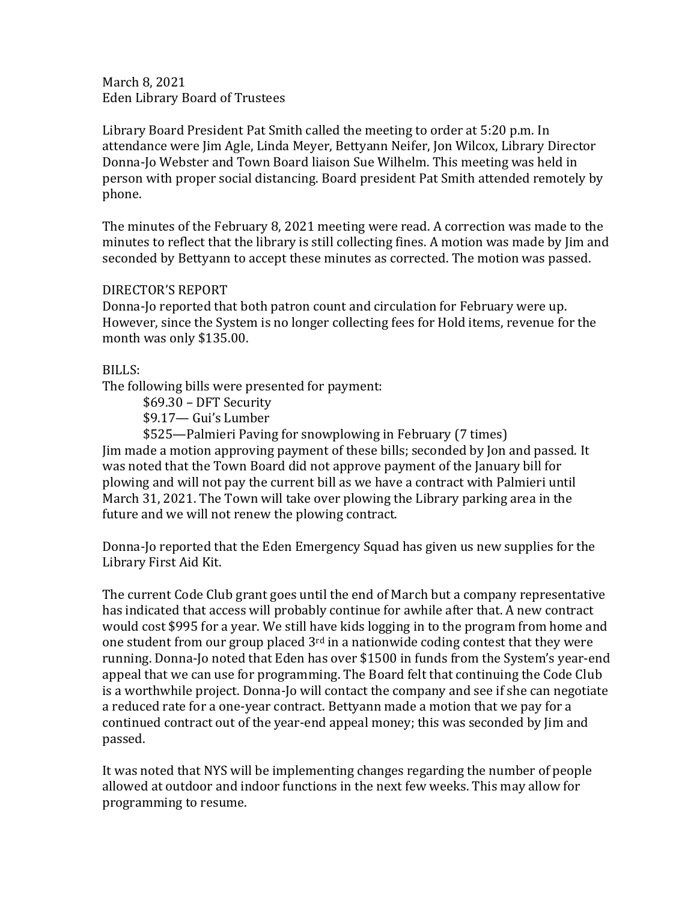March 8, 2021
Eden Library Board of Trustees

Library Board President Pat Smith called the meeting to order at 5:20 p.m. In attendance were Jim Agle, Linda Meyer, Bettyann Neifer, Jon Wilcox, Library Director Donna-Jo Webster and Town Board liaison Sue Wilhelm. This meeting was held in person with proper social distancing. Board president Pat Smith attended remotely by phone.

The minutes of the February 8, 2021 meeting were read. A correction was made to the minutes to reflect that the library is still collecting fines. A motion was made by Jim and seconded by Bettyann to accept these minutes as corrected. The motion was passed.

DIRECTOR'S REPORT

Donna-Jo reported that both patron count and circulation for February were up. However, since the System is no longer collecting fees for Hold items, revenue for the month was only $135.00.

BILLS:

The following bills were presented for payment:

- $69.30 – DFT Security
- $9.17— Gui's Lumber
- $525—Palmieri Paving for snowplowing in February (7 times)

Jim made a motion approving payment of these bills; seconded by Jon and passed. It was noted that the Town Board did not approve payment of the January bill for plowing and will not pay the current bill as we have a contract with Palmieri until March 31, 2021. The Town will take over plowing the Library parking area in the future and we will not renew the plowing contract.

Donna-Jo reported that the Eden Emergency Squad has given us new supplies for the Library First Aid Kit.

The current Code Club grant goes until the end of March but a company representative has indicated that access will probably continue for awhile after that. A new contract would cost $995 for a year. We still have kids logging in to the program from home and one student from our group placed 3rd in a nationwide coding contest that they were running. Donna-Jo noted that Eden has over $1500 in funds from the System's year-end appeal that we can use for programming. The Board felt that continuing the Code Club is a worthwhile project. Donna-Jo will contact the company and see if she can negotiate a reduced rate for a one-year contract. Bettyann made a motion that we pay for a continued contract out of the year-end appeal money; this was seconded by Jim and passed.

It was noted that NYS will be implementing changes regarding the number of people allowed at outdoor and indoor functions in the next few weeks. This may allow for programming to resume.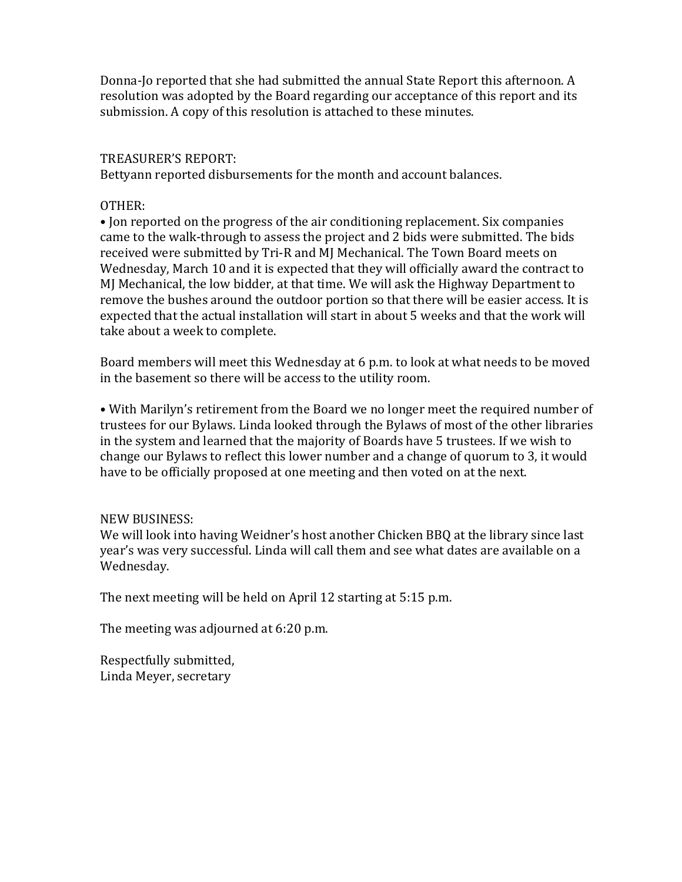Donna-Jo reported that she had submitted the annual State Report this afternoon. A resolution was adopted by the Board regarding our acceptance of this report and its submission. A copy of this resolution is attached to these minutes.

TREASURER'S REPORT:
Bettyann reported disbursements for the month and account balances.

OTHER:
• Jon reported on the progress of the air conditioning replacement. Six companies came to the walk-through to assess the project and 2 bids were submitted. The bids received were submitted by Tri-R and MJ Mechanical. The Town Board meets on Wednesday, March 10 and it is expected that they will officially award the contract to MJ Mechanical, the low bidder, at that time. We will ask the Highway Department to remove the bushes around the outdoor portion so that there will be easier access. It is expected that the actual installation will start in about 5 weeks and that the work will take about a week to complete.

Board members will meet this Wednesday at 6 p.m. to look at what needs to be moved in the basement so there will be access to the utility room.

• With Marilyn's retirement from the Board we no longer meet the required number of trustees for our Bylaws. Linda looked through the Bylaws of most of the other libraries in the system and learned that the majority of Boards have 5 trustees. If we wish to change our Bylaws to reflect this lower number and a change of quorum to 3, it would have to be officially proposed at one meeting and then voted on at the next.

NEW BUSINESS:
We will look into having Weidner's host another Chicken BBQ at the library since last year's was very successful. Linda will call them and see what dates are available on a Wednesday.

The next meeting will be held on April 12 starting at 5:15 p.m.

The meeting was adjourned at 6:20 p.m.

Respectfully submitted,
Linda Meyer, secretary